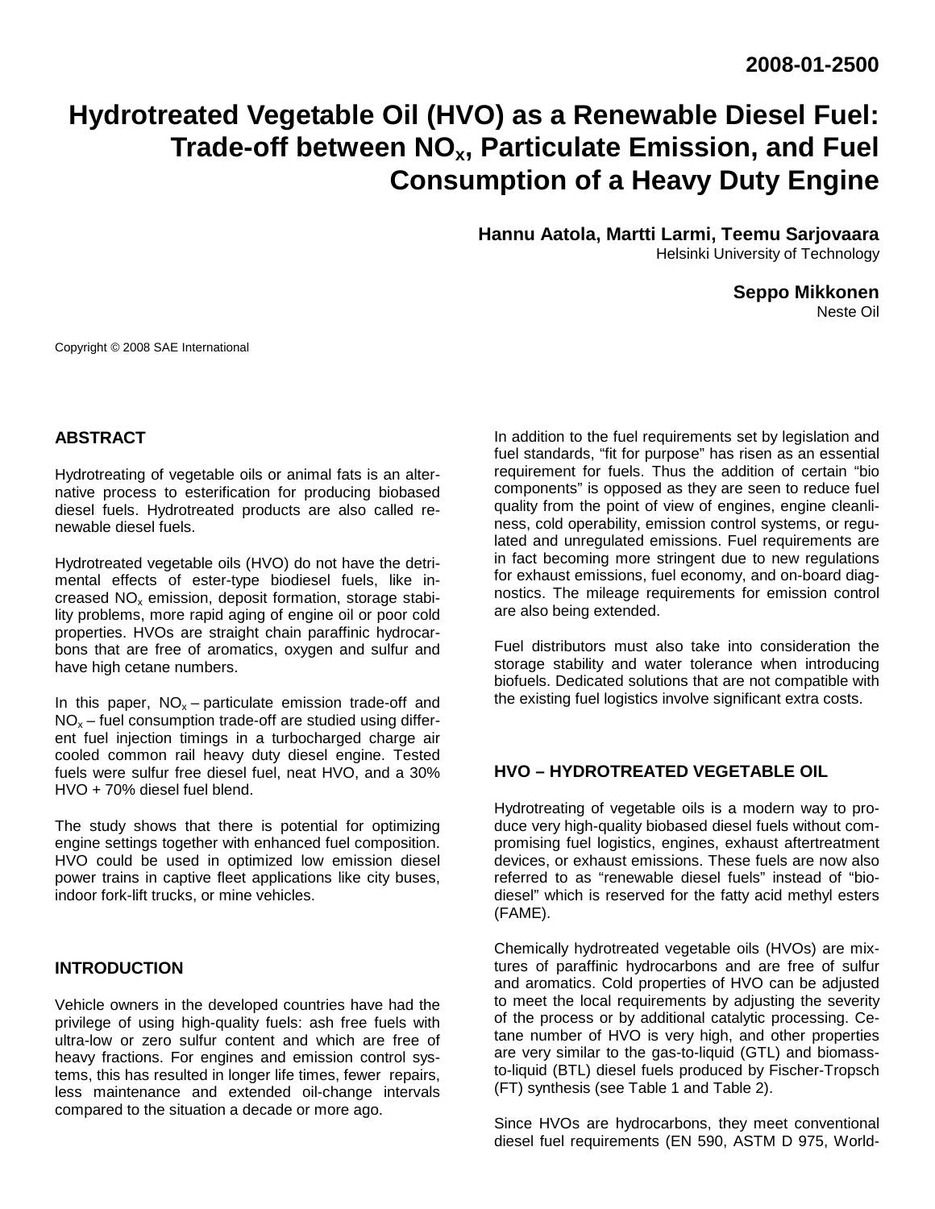2008-01-2500

# Hydrotreated Vegetable Oil (HVO) as a Renewable Diesel Fuel: Trade-off between $NO_x$, Particulate Emission, and Fuel Consumption of a Heavy Duty Engine

**Hannu Aatola, Martti Larmi, Teemu Sarjovaara**
Helsinki University of Technology

**Seppo Mikkonen**
Neste Oil

Copyright © 2008 SAE International

## ABSTRACT

Hydrotreating of vegetable oils or animal fats is an alternative process to esterification for producing biobased diesel fuels. Hydrotreated products are also called renewable diesel fuels.

Hydrotreated vegetable oils (HVO) do not have the detrimental effects of ester-type biodiesel fuels, like increased $NO_x$ emission, deposit formation, storage stability problems, more rapid aging of engine oil or poor cold properties. HVOs are straight chain paraffinic hydrocarbons that are free of aromatics, oxygen and sulfur and have high cetane numbers.

In this paper, $NO_x$ – particulate emission trade-off and $NO_x$ – fuel consumption trade-off are studied using different fuel injection timings in a turbocharged charge air cooled common rail heavy duty diesel engine. Tested fuels were sulfur free diesel fuel, neat HVO, and a 30% HVO + 70% diesel fuel blend.

The study shows that there is potential for optimizing engine settings together with enhanced fuel composition. HVO could be used in optimized low emission diesel power trains in captive fleet applications like city buses, indoor fork-lift trucks, or mine vehicles.

## INTRODUCTION

Vehicle owners in the developed countries have had the privilege of using high-quality fuels: ash free fuels with ultra-low or zero sulfur content and which are free of heavy fractions. For engines and emission control systems, this has resulted in longer life times, fewer repairs, less maintenance and extended oil-change intervals compared to the situation a decade or more ago.

In addition to the fuel requirements set by legislation and fuel standards, "fit for purpose" has risen as an essential requirement for fuels. Thus the addition of certain "bio components" is opposed as they are seen to reduce fuel quality from the point of view of engines, engine cleanliness, cold operability, emission control systems, or regulated and unregulated emissions. Fuel requirements are in fact becoming more stringent due to new regulations for exhaust emissions, fuel economy, and on-board diagnostics. The mileage requirements for emission control are also being extended.

Fuel distributors must also take into consideration the storage stability and water tolerance when introducing biofuels. Dedicated solutions that are not compatible with the existing fuel logistics involve significant extra costs.

## HVO – HYDROTREATED VEGETABLE OIL

Hydrotreating of vegetable oils is a modern way to produce very high-quality biobased diesel fuels without compromising fuel logistics, engines, exhaust aftertreatment devices, or exhaust emissions. These fuels are now also referred to as "renewable diesel fuels" instead of "biodiesel" which is reserved for the fatty acid methyl esters (FAME).

Chemically hydrotreated vegetable oils (HVOs) are mixtures of paraffinic hydrocarbons and are free of sulfur and aromatics. Cold properties of HVO can be adjusted to meet the local requirements by adjusting the severity of the process or by additional catalytic processing. Cetane number of HVO is very high, and other properties are very similar to the gas-to-liquid (GTL) and biomass-to-liquid (BTL) diesel fuels produced by Fischer-Tropsch (FT) synthesis (see Table 1 and Table 2).

Since HVOs are hydrocarbons, they meet conventional diesel fuel requirements (EN 590, ASTM D 975, World-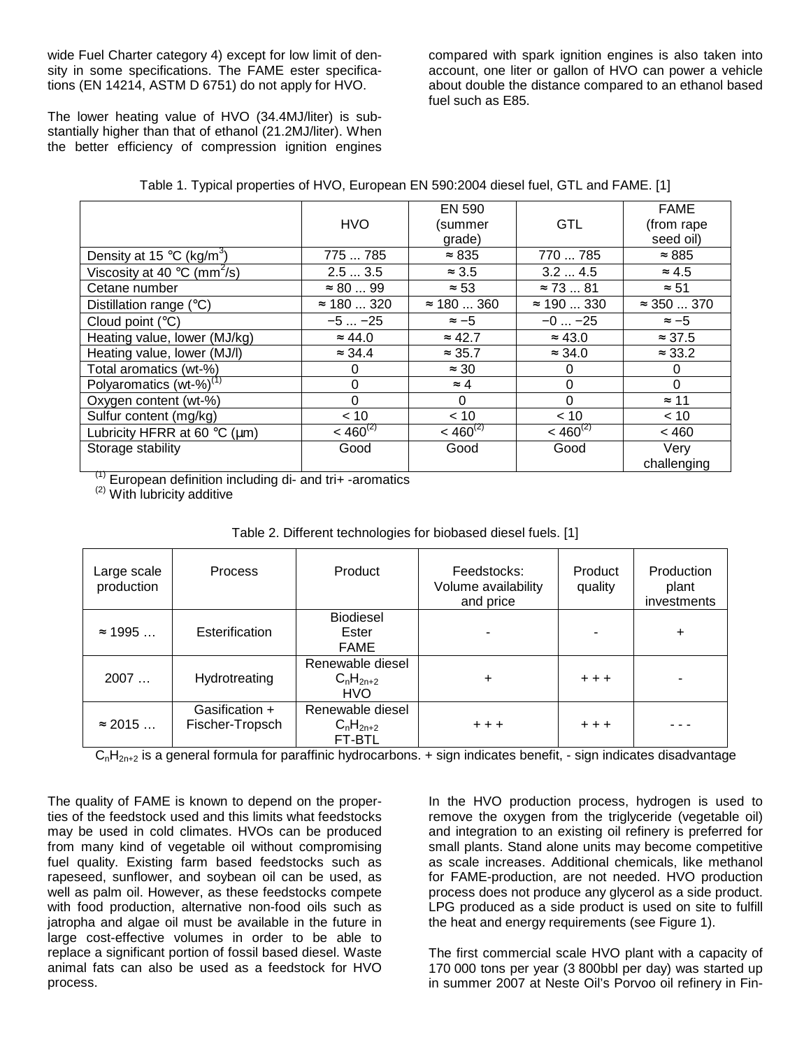wide Fuel Charter category 4) except for low limit of density in some specifications. The FAME ester specifications (EN 14214, ASTM D 6751) do not apply for HVO.

The lower heating value of HVO (34.4MJ/liter) is substantially higher than that of ethanol (21.2MJ/liter). When the better efficiency of compression ignition engines compared with spark ignition engines is also taken into account, one liter or gallon of HVO can power a vehicle about double the distance compared to an ethanol based fuel such as E85.

Table 1. Typical properties of HVO, European EN 590:2004 diesel fuel, GTL and FAME. [1]

| | HVO | EN 590 (summer grade) | GTL | FAME (from rape seed oil) |
|---|---|---|---|---|
| Density at 15 °C ($kg/m^3$) | 775 ... 785 | ≈ 835 | 770 ... 785 | ≈ 885 |
| Viscosity at 40 °C ($mm^2/s$) | 2.5 ... 3.5 | ≈ 3.5 | 3.2 ... 4.5 | ≈ 4.5 |
| Cetane number | ≈ 80 ... 99 | ≈ 53 | ≈ 73 ... 81 | ≈ 51 |
| Distillation range (°C) | ≈ 180 ... 320 | ≈ 180 ... 360 | ≈ 190 ... 330 | ≈ 350 ... 370 |
| Cloud point (°C) | −5 ... −25 | ≈ −5 | −0 ... −25 | ≈ −5 |
| Heating value, lower (MJ/kg) | ≈ 44.0 | ≈ 42.7 | ≈ 43.0 | ≈ 37.5 |
| Heating value, lower (MJ/l) | ≈ 34.4 | ≈ 35.7 | ≈ 34.0 | ≈ 33.2 |
| Total aromatics (wt-%) | 0 | ≈ 30 | 0 | 0 |
| Polyaromatics (wt-%)(1) | 0 | ≈ 4 | 0 | 0 |
| Oxygen content (wt-%) | 0 | 0 | 0 | ≈ 11 |
| Sulfur content (mg/kg) | < 10 | < 10 | < 10 | < 10 |
| Lubricity HFRR at 60 °C (µm) | < 460(2) | < 460(2) | < 460(2) | < 460 |
| Storage stability | Good | Good | Good | Very challenging |

(1) European definition including di- and tri+ -aromatics
(2) With lubricity additive

Table 2. Different technologies for biobased diesel fuels. [1]

| Large scale production | Process | Product | Feedstocks: Volume availability and price | Product quality | Production plant investments |
|---|---|---|---|---|---|
| ≈ 1995 … | Esterification | Biodiesel Ester FAME | - | - | + |
| 2007 … | Hydrotreating | Renewable diesel $C_nH_{2n+2}$ HVO | + | + + + | - |
| ≈ 2015 … | Gasification + Fischer-Tropsch | Renewable diesel $C_nH_{2n+2}$ FT-BTL | + + + | + + + | - - - |

$C_nH_{2n+2}$ is a general formula for paraffinic hydrocarbons. + sign indicates benefit, - sign indicates disadvantage

The quality of FAME is known to depend on the properties of the feedstock used and this limits what feedstocks may be used in cold climates. HVOs can be produced from many kind of vegetable oil without compromising fuel quality. Existing farm based feedstocks such as rapeseed, sunflower, and soybean oil can be used, as well as palm oil. However, as these feedstocks compete with food production, alternative non-food oils such as jatropha and algae oil must be available in the future in large cost-effective volumes in order to be able to replace a significant portion of fossil based diesel. Waste animal fats can also be used as a feedstock for HVO process.

In the HVO production process, hydrogen is used to remove the oxygen from the triglyceride (vegetable oil) and integration to an existing oil refinery is preferred for small plants. Stand alone units may become competitive as scale increases. Additional chemicals, like methanol for FAME-production, are not needed. HVO production process does not produce any glycerol as a side product. LPG produced as a side product is used on site to fulfill the heat and energy requirements (see Figure 1).

The first commercial scale HVO plant with a capacity of 170 000 tons per year (3 800bbl per day) was started up in summer 2007 at Neste Oil's Porvoo oil refinery in Fin-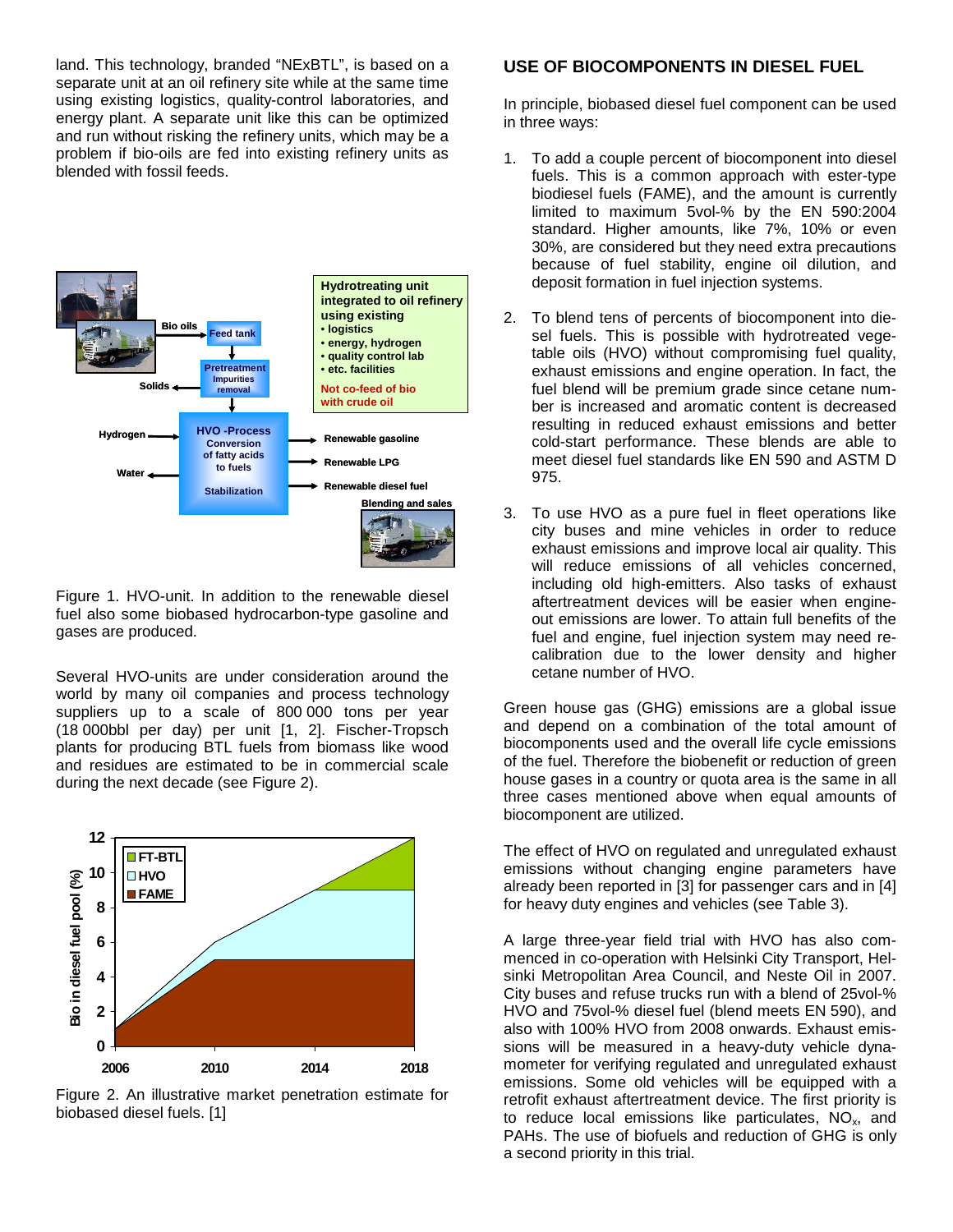land. This technology, branded "NExBTL", is based on a separate unit at an oil refinery site while at the same time using existing logistics, quality-control laboratories, and energy plant. A separate unit like this can be optimized and run without risking the refinery units, which may be a problem if bio-oils are fed into existing refinery units as blended with fossil feeds.

Figure 1. HVO-unit. In addition to the renewable diesel fuel also some biobased hydrocarbon-type gasoline and gases are produced.

Several HVO-units are under consideration around the world by many oil companies and process technology suppliers up to a scale of 800 000 tons per year (18 000bbl per day) per unit [1, 2]. Fischer-Tropsch plants for producing BTL fuels from biomass like wood and residues are estimated to be in commercial scale during the next decade (see Figure 2).

Figure 2. An illustrative market penetration estimate for biobased diesel fuels. [1]

## USE OF BIOCOMPONENTS IN DIESEL FUEL

In principle, biobased diesel fuel component can be used in three ways:

1. To add a couple percent of biocomponent into diesel fuels. This is a common approach with ester-type biodiesel fuels (FAME), and the amount is currently limited to maximum 5vol-% by the EN 590:2004 standard. Higher amounts, like 7%, 10% or even 30%, are considered but they need extra precautions because of fuel stability, engine oil dilution, and deposit formation in fuel injection systems.

2. To blend tens of percents of biocomponent into diesel fuels. This is possible with hydrotreated vegetable oils (HVO) without compromising fuel quality, exhaust emissions and engine operation. In fact, the fuel blend will be premium grade since cetane number is increased and aromatic content is decreased resulting in reduced exhaust emissions and better cold-start performance. These blends are able to meet diesel fuel standards like EN 590 and ASTM D 975.

3. To use HVO as a pure fuel in fleet operations like city buses and mine vehicles in order to reduce exhaust emissions and improve local air quality. This will reduce emissions of all vehicles concerned, including old high-emitters. Also tasks of exhaust aftertreatment devices will be easier when engine-out emissions are lower. To attain full benefits of the fuel and engine, fuel injection system may need re-calibration due to the lower density and higher cetane number of HVO.

Green house gas (GHG) emissions are a global issue and depend on a combination of the total amount of biocomponents used and the overall life cycle emissions of the fuel. Therefore the biobenefit or reduction of green house gases in a country or quota area is the same in all three cases mentioned above when equal amounts of biocomponent are utilized.

The effect of HVO on regulated and unregulated exhaust emissions without changing engine parameters have already been reported in [3] for passenger cars and in [4] for heavy duty engines and vehicles (see Table 3).

A large three-year field trial with HVO has also commenced in co-operation with Helsinki City Transport, Helsinki Metropolitan Area Council, and Neste Oil in 2007. City buses and refuse trucks run with a blend of 25vol-% HVO and 75vol-% diesel fuel (blend meets EN 590), and also with 100% HVO from 2008 onwards. Exhaust emissions will be measured in a heavy-duty vehicle dynamometer for verifying regulated and unregulated exhaust emissions. Some old vehicles will be equipped with a retrofit exhaust aftertreatment device. The first priority is to reduce local emissions like particulates, $NO_x$, and PAHs. The use of biofuels and reduction of GHG is only a second priority in this trial.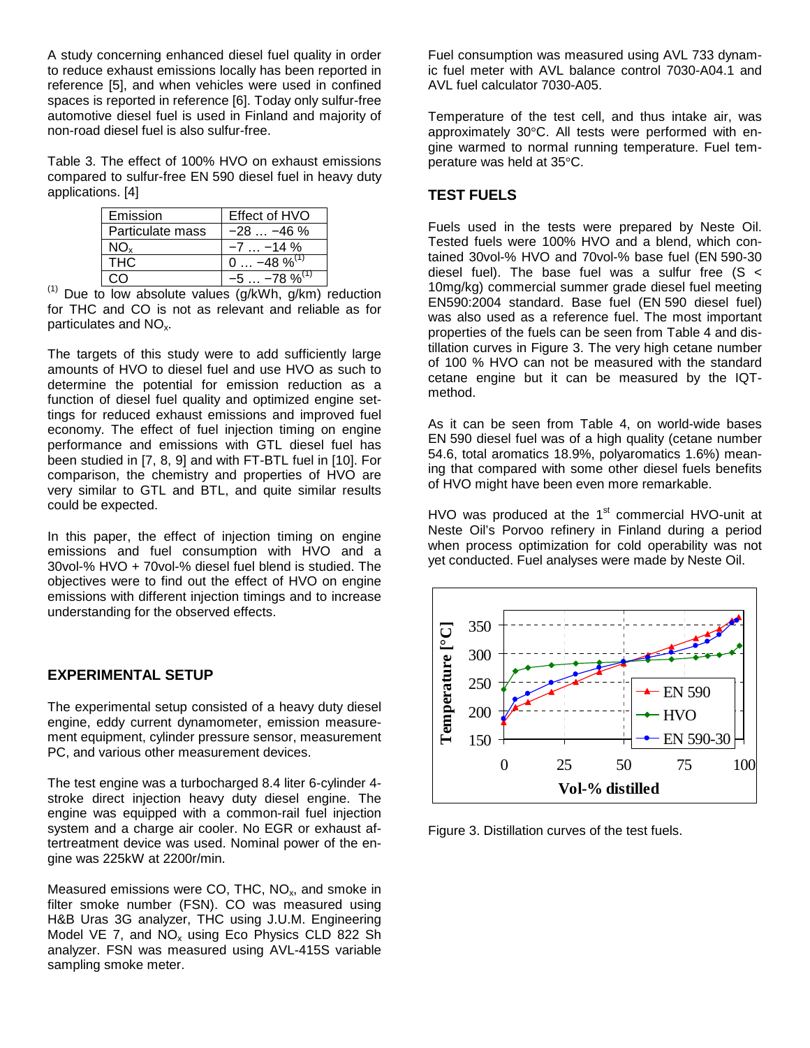A study concerning enhanced diesel fuel quality in order to reduce exhaust emissions locally has been reported in reference [5], and when vehicles were used in confined spaces is reported in reference [6]. Today only sulfur-free automotive diesel fuel is used in Finland and majority of non-road diesel fuel is also sulfur-free.

Table 3. The effect of 100% HVO on exhaust emissions compared to sulfur-free EN 590 diesel fuel in heavy duty applications. [4]

| Emission | Effect of HVO |
|---|---|
| Particulate mass | −28 … −46 % |
| $NO_x$ | −7 … −14 % |
| THC | 0 … −48 % [(1)] |
| CO | −5 … −78 % [(1)] |

[(1)] Due to low absolute values (g/kWh, g/km) reduction for THC and CO is not as relevant and reliable as for particulates and $NO_x$.

The targets of this study were to add sufficiently large amounts of HVO to diesel fuel and use HVO as such to determine the potential for emission reduction as a function of diesel fuel quality and optimized engine settings for reduced exhaust emissions and improved fuel economy. The effect of fuel injection timing on engine performance and emissions with GTL diesel fuel has been studied in [7, 8, 9] and with FT-BTL fuel in [10]. For comparison, the chemistry and properties of HVO are very similar to GTL and BTL, and quite similar results could be expected.

In this paper, the effect of injection timing on engine emissions and fuel consumption with HVO and a 30vol-% HVO + 70vol-% diesel fuel blend is studied. The objectives were to find out the effect of HVO on engine emissions with different injection timings and to increase understanding for the observed effects.

## EXPERIMENTAL SETUP

The experimental setup consisted of a heavy duty diesel engine, eddy current dynamometer, emission measurement equipment, cylinder pressure sensor, measurement PC, and various other measurement devices.

The test engine was a turbocharged 8.4 liter 6-cylinder 4-stroke direct injection heavy duty diesel engine. The engine was equipped with a common-rail fuel injection system and a charge air cooler. No EGR or exhaust aftertreatment device was used. Nominal power of the engine was 225kW at 2200r/min.

Measured emissions were CO, THC, $NO_x$, and smoke in filter smoke number (FSN). CO was measured using H&B Uras 3G analyzer, THC using J.U.M. Engineering Model VE 7, and $NO_x$ using Eco Physics CLD 822 Sh analyzer. FSN was measured using AVL-415S variable sampling smoke meter.

Fuel consumption was measured using AVL 733 dynamic fuel meter with AVL balance control 7030-A04.1 and AVL fuel calculator 7030-A05.

Temperature of the test cell, and thus intake air, was approximately 30°C. All tests were performed with engine warmed to normal running temperature. Fuel temperature was held at 35°C.

## TEST FUELS

Fuels used in the tests were prepared by Neste Oil. Tested fuels were 100% HVO and a blend, which contained 30vol-% HVO and 70vol-% base fuel (EN 590-30 diesel fuel). The base fuel was a sulfur free (S < 10mg/kg) commercial summer grade diesel fuel meeting EN590:2004 standard. Base fuel (EN 590 diesel fuel) was also used as a reference fuel. The most important properties of the fuels can be seen from Table 4 and distillation curves in Figure 3. The very high cetane number of 100 % HVO can not be measured with the standard cetane engine but it can be measured by the IQT-method.

As it can be seen from Table 4, on world-wide bases EN 590 diesel fuel was of a high quality (cetane number 54.6, total aromatics 18.9%, polyaromatics 1.6%) meaning that compared with some other diesel fuels benefits of HVO might have been even more remarkable.

HVO was produced at the 1st commercial HVO-unit at Neste Oil's Porvoo refinery in Finland during a period when process optimization for cold operability was not yet conducted. Fuel analyses were made by Neste Oil.

Figure 3. Distillation curves of the test fuels.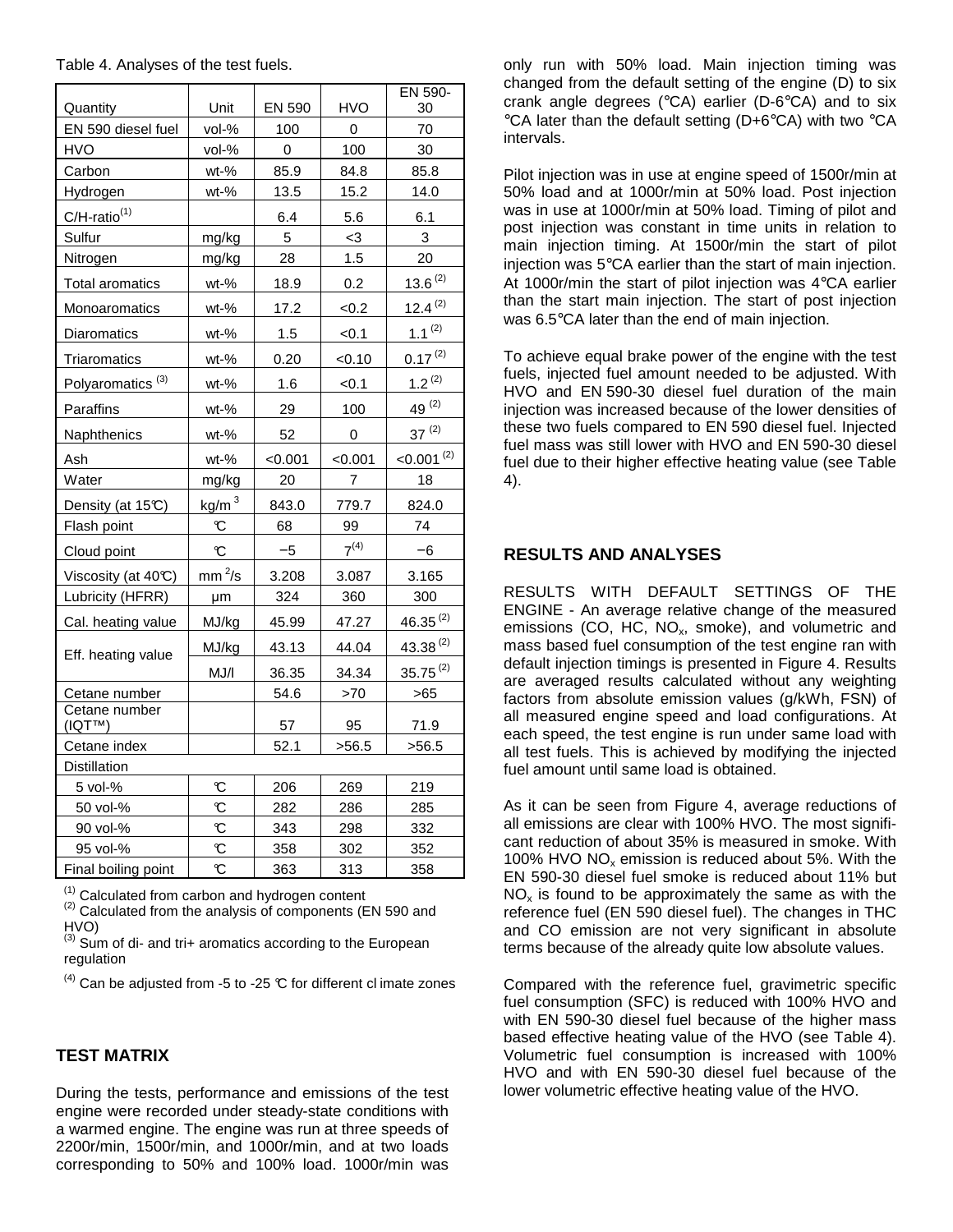Table 4. Analyses of the test fuels.

| Quantity | Unit | EN 590 | HVO | EN 590-30 |
|---|---|---|---|---|
| EN 590 diesel fuel | vol-% | 100 | 0 | 70 |
| HVO | vol-% | 0 | 100 | 30 |
| Carbon | wt-% | 85.9 | 84.8 | 85.8 |
| Hydrogen | wt-% | 13.5 | 15.2 | 14.0 |
| C/H-ratio (1) | | 6.4 | 5.6 | 6.1 |
| Sulfur | mg/kg | 5 | <3 | 3 |
| Nitrogen | mg/kg | 28 | 1.5 | 20 |
| Total aromatics | wt-% | 18.9 | 0.2 | 13.6 (2) |
| Monoaromatics | wt-% | 17.2 | <0.2 | 12.4 (2) |
| Diaromatics | wt-% | 1.5 | <0.1 | 1.1 (2) |
| Triaromatics | wt-% | 0.20 | <0.10 | 0.17 (2) |
| Polyaromatics (3) | wt-% | 1.6 | <0.1 | 1.2 (2) |
| Paraffins | wt-% | 29 | 100 | 49 (2) |
| Naphthenics | wt-% | 52 | 0 | 37 (2) |
| Ash | wt-% | <0.001 | <0.001 | <0.001 (2) |
| Water | mg/kg | 20 | 7 | 18 |
| Density (at 15°C) | $kg/m^3$ | 843.0 | 779.7 | 824.0 |
| Flash point | °C | 68 | 99 | 74 |
| Cloud point | °C | −5 | 7 (4) | −6 |
| Viscosity (at 40°C) | $mm^2/s$ | 3.208 | 3.087 | 3.165 |
| Lubricity (HFRR) | μm | 324 | 360 | 300 |
| Cal. heating value | MJ/kg | 45.99 | 47.27 | 46.35 (2) |
| Eff. heating value | MJ/kg | 43.13 | 44.04 | 43.38 (2) |
| | MJ/l | 36.35 | 34.34 | 35.75 (2) |
| Cetane number | | 54.6 | >70 | >65 |
| Cetane number (IQT™) | | 57 | 95 | 71.9 |
| Cetane index | | 52.1 | >56.5 | >56.5 |
| Distillation | | | | |
| 5 vol-% | °C | 206 | 269 | 219 |
| 50 vol-% | °C | 282 | 286 | 285 |
| 90 vol-% | °C | 343 | 298 | 332 |
| 95 vol-% | °C | 358 | 302 | 352 |
| Final boiling point | °C | 363 | 313 | 358 |

(1) Calculated from carbon and hydrogen content
(2) Calculated from the analysis of components (EN 590 and HVO)
(3) Sum of di- and tri+ aromatics according to the European regulation
(4) Can be adjusted from -5 to -25 °C for different climate zones

## TEST MATRIX

During the tests, performance and emissions of the test engine were recorded under steady-state conditions with a warmed engine. The engine was run at three speeds of 2200r/min, 1500r/min, and 1000r/min, and at two loads corresponding to 50% and 100% load. 1000r/min was only run with 50% load. Main injection timing was changed from the default setting of the engine (D) to six crank angle degrees (°CA) earlier (D-6°CA) and to six °CA later than the default setting (D+6°CA) with two °CA intervals.

Pilot injection was in use at engine speed of 1500r/min at 50% load and at 1000r/min at 50% load. Post injection was in use at 1000r/min at 50% load. Timing of pilot and post injection was constant in time units in relation to main injection timing. At 1500r/min the start of pilot injection was 5°CA earlier than the start of main injection. At 1000r/min the start of pilot injection was 4°CA earlier than the start main injection. The start of post injection was 6.5°CA later than the end of main injection.

To achieve equal brake power of the engine with the test fuels, injected fuel amount needed to be adjusted. With HVO and EN 590-30 diesel fuel duration of the main injection was increased because of the lower densities of these two fuels compared to EN 590 diesel fuel. Injected fuel mass was still lower with HVO and EN 590-30 diesel fuel due to their higher effective heating value (see Table 4).

## RESULTS AND ANALYSES

RESULTS WITH DEFAULT SETTINGS OF THE ENGINE - An average relative change of the measured emissions (CO, HC, $NO_x$, smoke), and volumetric and mass based fuel consumption of the test engine ran with default injection timings is presented in Figure 4. Results are averaged results calculated without any weighting factors from absolute emission values (g/kWh, FSN) of all measured engine speed and load configurations. At each speed, the test engine is run under same load with all test fuels. This is achieved by modifying the injected fuel amount until same load is obtained.

As it can be seen from Figure 4, average reductions of all emissions are clear with 100% HVO. The most significant reduction of about 35% is measured in smoke. With 100% HVO $NO_x$ emission is reduced about 5%. With the EN 590-30 diesel fuel smoke is reduced about 11% but $NO_x$ is found to be approximately the same as with the reference fuel (EN 590 diesel fuel). The changes in THC and CO emission are not very significant in absolute terms because of the already quite low absolute values.

Compared with the reference fuel, gravimetric specific fuel consumption (SFC) is reduced with 100% HVO and with EN 590-30 diesel fuel because of the higher mass based effective heating value of the HVO (see Table 4). Volumetric fuel consumption is increased with 100% HVO and with EN 590-30 diesel fuel because of the lower volumetric effective heating value of the HVO.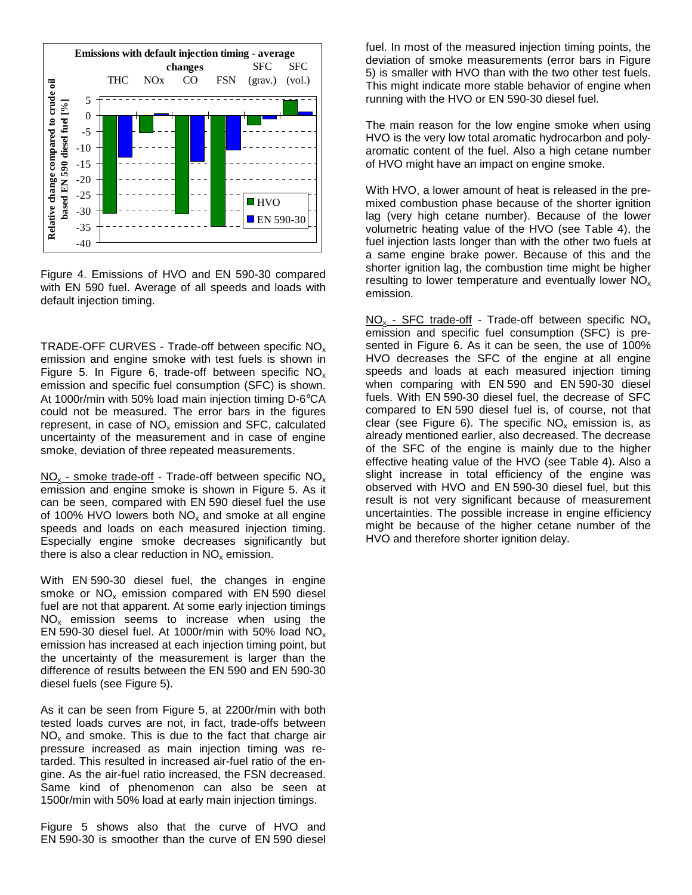Figure 4. Emissions of HVO and EN 590-30 compared with EN 590 fuel. Average of all speeds and loads with default injection timing.

TRADE-OFF CURVES - Trade-off between specific $NO_x$ emission and engine smoke with test fuels is shown in Figure 5. In Figure 6, trade-off between specific $NO_x$ emission and specific fuel consumption (SFC) is shown. At 1000r/min with 50% load main injection timing D-6°CA could not be measured. The error bars in the figures represent, in case of $NO_x$ emission and SFC, calculated uncertainty of the measurement and in case of engine smoke, deviation of three repeated measurements.

$NO_x$ - smoke trade-off - Trade-off between specific $NO_x$ emission and engine smoke is shown in Figure 5. As it can be seen, compared with EN 590 diesel fuel the use of 100% HVO lowers both $NO_x$ and smoke at all engine speeds and loads on each measured injection timing. Especially engine smoke decreases significantly but there is also a clear reduction in $NO_x$ emission.

With EN 590-30 diesel fuel, the changes in engine smoke or $NO_x$ emission compared with EN 590 diesel fuel are not that apparent. At some early injection timings $NO_x$ emission seems to increase when using the EN 590-30 diesel fuel. At 1000r/min with 50% load $NO_x$ emission has increased at each injection timing point, but the uncertainty of the measurement is larger than the difference of results between the EN 590 and EN 590-30 diesel fuels (see Figure 5).

As it can be seen from Figure 5, at 2200r/min with both tested loads curves are not, in fact, trade-offs between $NO_x$ and smoke. This is due to the fact that charge air pressure increased as main injection timing was retarded. This resulted in increased air-fuel ratio of the engine. As the air-fuel ratio increased, the FSN decreased. Same kind of phenomenon can also be seen at 1500r/min with 50% load at early main injection timings.

Figure 5 shows also that the curve of HVO and EN 590-30 is smoother than the curve of EN 590 diesel fuel. In most of the measured injection timing points, the deviation of smoke measurements (error bars in Figure 5) is smaller with HVO than with the two other test fuels. This might indicate more stable behavior of engine when running with the HVO or EN 590-30 diesel fuel.

The main reason for the low engine smoke when using HVO is the very low total aromatic hydrocarbon and polyaromatic content of the fuel. Also a high cetane number of HVO might have an impact on engine smoke.

With HVO, a lower amount of heat is released in the premixed combustion phase because of the shorter ignition lag (very high cetane number). Because of the lower volumetric heating value of the HVO (see Table 4), the fuel injection lasts longer than with the other two fuels at a same engine brake power. Because of this and the shorter ignition lag, the combustion time might be higher resulting to lower temperature and eventually lower $NO_x$ emission.

$NO_x$ - SFC trade-off - Trade-off between specific $NO_x$ emission and specific fuel consumption (SFC) is presented in Figure 6. As it can be seen, the use of 100% HVO decreases the SFC of the engine at all engine speeds and loads at each measured injection timing when comparing with EN 590 and EN 590-30 diesel fuels. With EN 590-30 diesel fuel, the decrease of SFC compared to EN 590 diesel fuel is, of course, not that clear (see Figure 6). The specific $NO_x$ emission is, as already mentioned earlier, also decreased. The decrease of the SFC of the engine is mainly due to the higher effective heating value of the HVO (see Table 4). Also a slight increase in total efficiency of the engine was observed with HVO and EN 590-30 diesel fuel, but this result is not very significant because of measurement uncertainties. The possible increase in engine efficiency might be because of the higher cetane number of the HVO and therefore shorter ignition delay.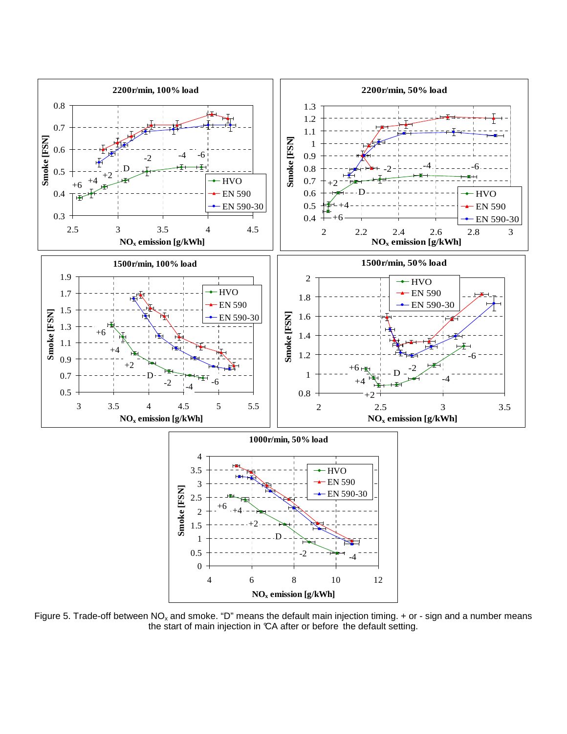Figure 5. Trade-off between $NO_x$ and smoke. “D” means the default main injection timing. + or - sign and a number means the start of main injection in °CA after or before the default setting.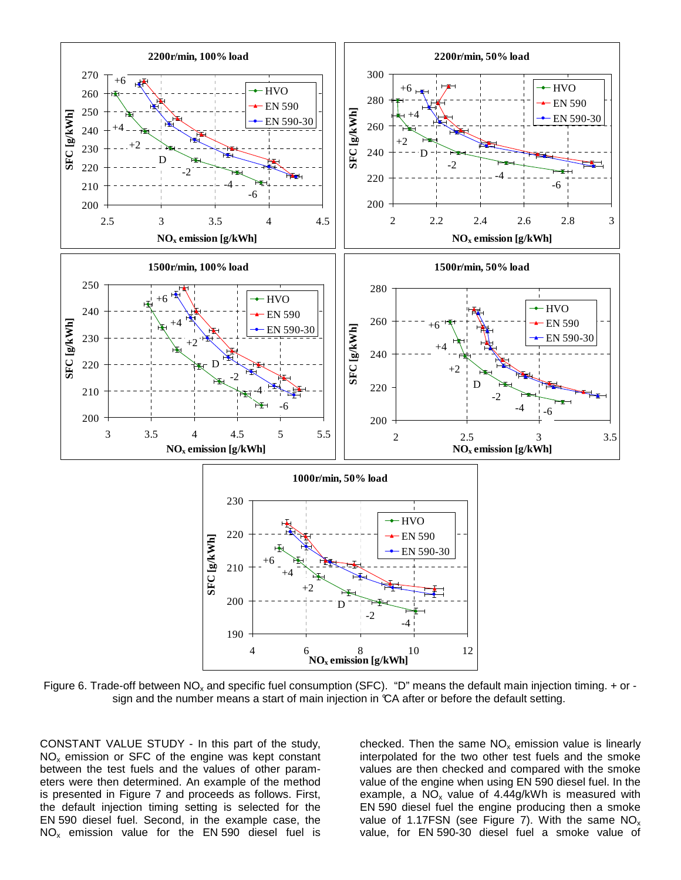Figure 6. Trade-off between $NO_x$ and specific fuel consumption (SFC). "D" means the default main injection timing. + or - sign and the number means a start of main injection in °CA after or before the default setting.

CONSTANT VALUE STUDY - In this part of the study, $NO_x$ emission or SFC of the engine was kept constant between the test fuels and the values of other parameters were then determined. An example of the method is presented in Figure 7 and proceeds as follows. First, the default injection timing setting is selected for the EN 590 diesel fuel. Second, in the example case, the $NO_x$ emission value for the EN 590 diesel fuel is checked. Then the same $NO_x$ emission value is linearly interpolated for the two other test fuels and the smoke values are then checked and compared with the smoke value of the engine when using EN 590 diesel fuel. In the example, a $NO_x$ value of 4.44g/kWh is measured with EN 590 diesel fuel the engine producing then a smoke value of 1.17FSN (see Figure 7). With the same $NO_x$ value, for EN 590-30 diesel fuel a smoke value of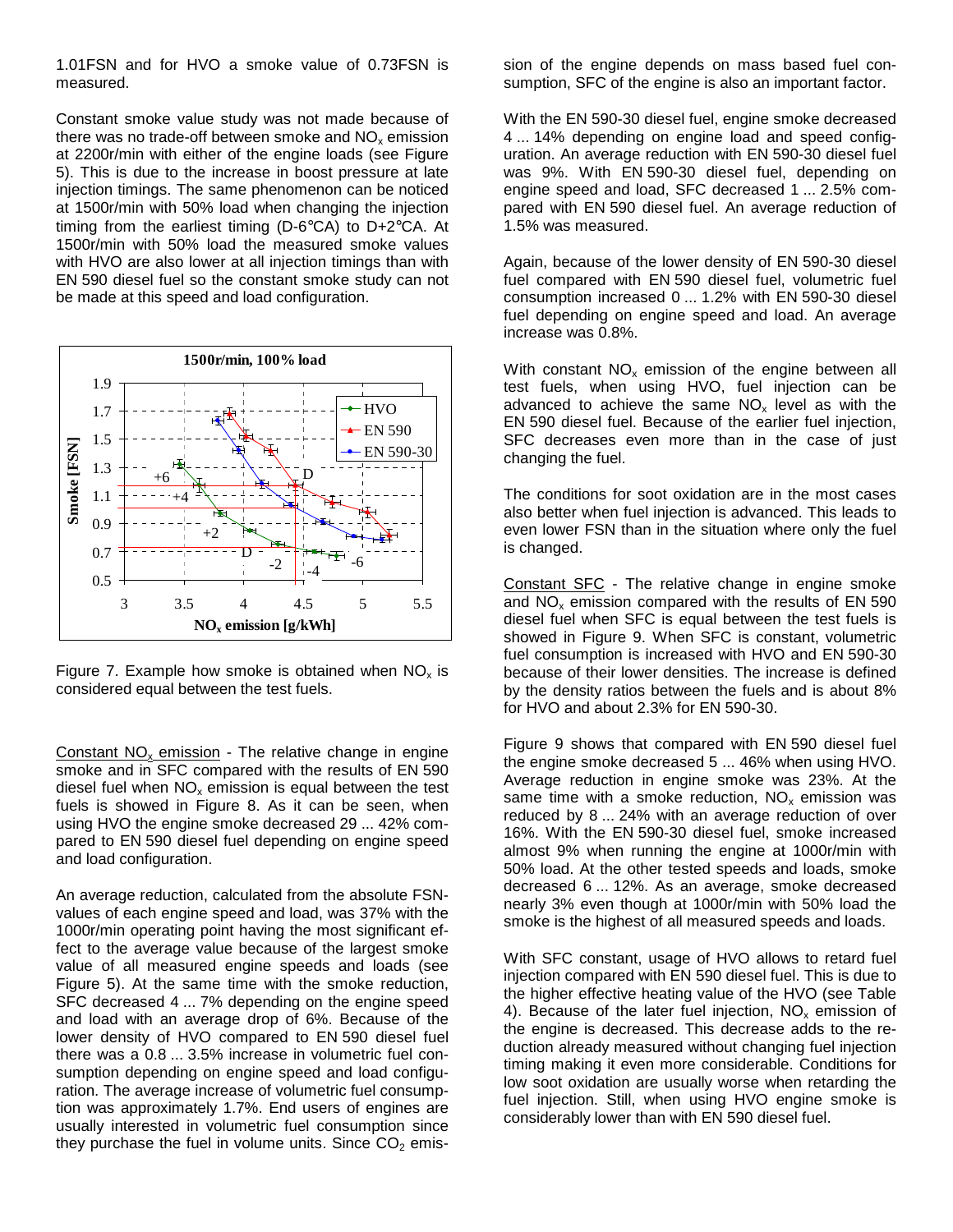1.01FSN and for HVO a smoke value of 0.73FSN is measured.

Constant smoke value study was not made because of there was no trade-off between smoke and $NO_x$ emission at 2200r/min with either of the engine loads (see Figure 5). This is due to the increase in boost pressure at late injection timings. The same phenomenon can be noticed at 1500r/min with 50% load when changing the injection timing from the earliest timing (D-6°CA) to D+2°CA. At 1500r/min with 50% load the measured smoke values with HVO are also lower at all injection timings than with EN 590 diesel fuel so the constant smoke study can not be made at this speed and load configuration.

Figure 7. Example how smoke is obtained when $NO_x$ is considered equal between the test fuels.

Constant $NO_x$ emission - The relative change in engine smoke and in SFC compared with the results of EN 590 diesel fuel when $NO_x$ emission is equal between the test fuels is showed in Figure 8. As it can be seen, when using HVO the engine smoke decreased 29 ... 42% compared to EN 590 diesel fuel depending on engine speed and load configuration.

An average reduction, calculated from the absolute FSN-values of each engine speed and load, was 37% with the 1000r/min operating point having the most significant effect to the average value because of the largest smoke value of all measured engine speeds and loads (see Figure 5). At the same time with the smoke reduction, SFC decreased 4 ... 7% depending on the engine speed and load with an average drop of 6%. Because of the lower density of HVO compared to EN 590 diesel fuel there was a 0.8 ... 3.5% increase in volumetric fuel consumption depending on engine speed and load configuration. The average increase of volumetric fuel consumption was approximately 1.7%. End users of engines are usually interested in volumetric fuel consumption since they purchase the fuel in volume units. Since $CO_2$ emission of the engine depends on mass based fuel consumption, SFC of the engine is also an important factor.

With the EN 590-30 diesel fuel, engine smoke decreased 4 ... 14% depending on engine load and speed configuration. An average reduction with EN 590-30 diesel fuel was 9%. With EN 590-30 diesel fuel, depending on engine speed and load, SFC decreased 1 ... 2.5% compared with EN 590 diesel fuel. An average reduction of 1.5% was measured.

Again, because of the lower density of EN 590-30 diesel fuel compared with EN 590 diesel fuel, volumetric fuel consumption increased 0 ... 1.2% with EN 590-30 diesel fuel depending on engine speed and load. An average increase was 0.8%.

With constant $NO_x$ emission of the engine between all test fuels, when using HVO, fuel injection can be advanced to achieve the same $NO_x$ level as with the EN 590 diesel fuel. Because of the earlier fuel injection, SFC decreases even more than in the case of just changing the fuel.

The conditions for soot oxidation are in the most cases also better when fuel injection is advanced. This leads to even lower FSN than in the situation where only the fuel is changed.

Constant SFC - The relative change in engine smoke and $NO_x$ emission compared with the results of EN 590 diesel fuel when SFC is equal between the test fuels is showed in Figure 9. When SFC is constant, volumetric fuel consumption is increased with HVO and EN 590-30 because of their lower densities. The increase is defined by the density ratios between the fuels and is about 8% for HVO and about 2.3% for EN 590-30.

Figure 9 shows that compared with EN 590 diesel fuel the engine smoke decreased 5 ... 46% when using HVO. Average reduction in engine smoke was 23%. At the same time with a smoke reduction, $NO_x$ emission was reduced by 8 ... 24% with an average reduction of over 16%. With the EN 590-30 diesel fuel, smoke increased almost 9% when running the engine at 1000r/min with 50% load. At the other tested speeds and loads, smoke decreased 6 ... 12%. As an average, smoke decreased nearly 3% even though at 1000r/min with 50% load the smoke is the highest of all measured speeds and loads.

With SFC constant, usage of HVO allows to retard fuel injection compared with EN 590 diesel fuel. This is due to the higher effective heating value of the HVO (see Table 4). Because of the later fuel injection, $NO_x$ emission of the engine is decreased. This decrease adds to the reduction already measured without changing fuel injection timing making it even more considerable. Conditions for low soot oxidation are usually worse when retarding the fuel injection. Still, when using HVO engine smoke is considerably lower than with EN 590 diesel fuel.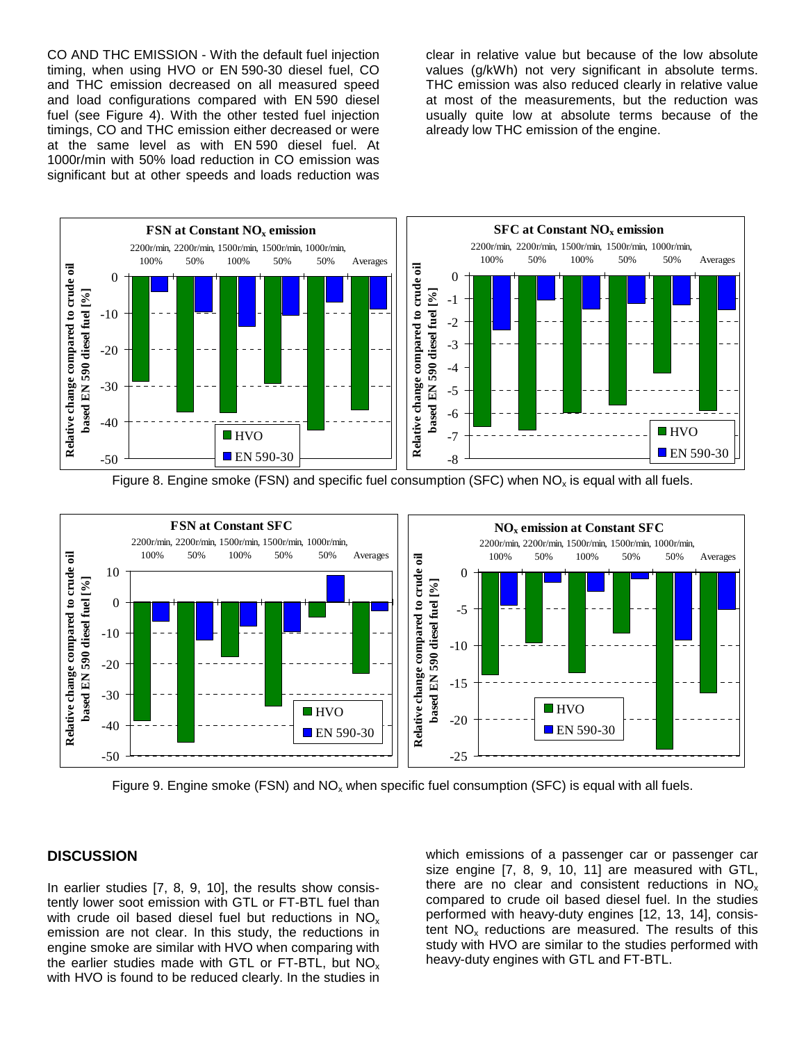CO AND THC EMISSION - With the default fuel injection timing, when using HVO or EN 590-30 diesel fuel, CO and THC emission decreased on all measured speed and load configurations compared with EN 590 diesel fuel (see Figure 4). With the other tested fuel injection timings, CO and THC emission either decreased or were at the same level as with EN 590 diesel fuel. At 1000r/min with 50% load reduction in CO emission was significant but at other speeds and loads reduction was clear in relative value but because of the low absolute values (g/kWh) not very significant in absolute terms. THC emission was also reduced clearly in relative value at most of the measurements, but the reduction was usually quite low at absolute terms because of the already low THC emission of the engine.

Figure 8. Engine smoke (FSN) and specific fuel consumption (SFC) when $NO_x$ is equal with all fuels.

Figure 9. Engine smoke (FSN) and $NO_x$ when specific fuel consumption (SFC) is equal with all fuels.

## DISCUSSION

In earlier studies [7, 8, 9, 10], the results show consistently lower soot emission with GTL or FT-BTL fuel than with crude oil based diesel fuel but reductions in $NO_x$ emission are not clear. In this study, the reductions in engine smoke are similar with HVO when comparing with the earlier studies made with GTL or FT-BTL, but $NO_x$ with HVO is found to be reduced clearly. In the studies in which emissions of a passenger car or passenger car size engine [7, 8, 9, 10, 11] are measured with GTL, there are no clear and consistent reductions in $NO_x$ compared to crude oil based diesel fuel. In the studies performed with heavy-duty engines [12, 13, 14], consistent $NO_x$ reductions are measured. The results of this study with HVO are similar to the studies performed with heavy-duty engines with GTL and FT-BTL.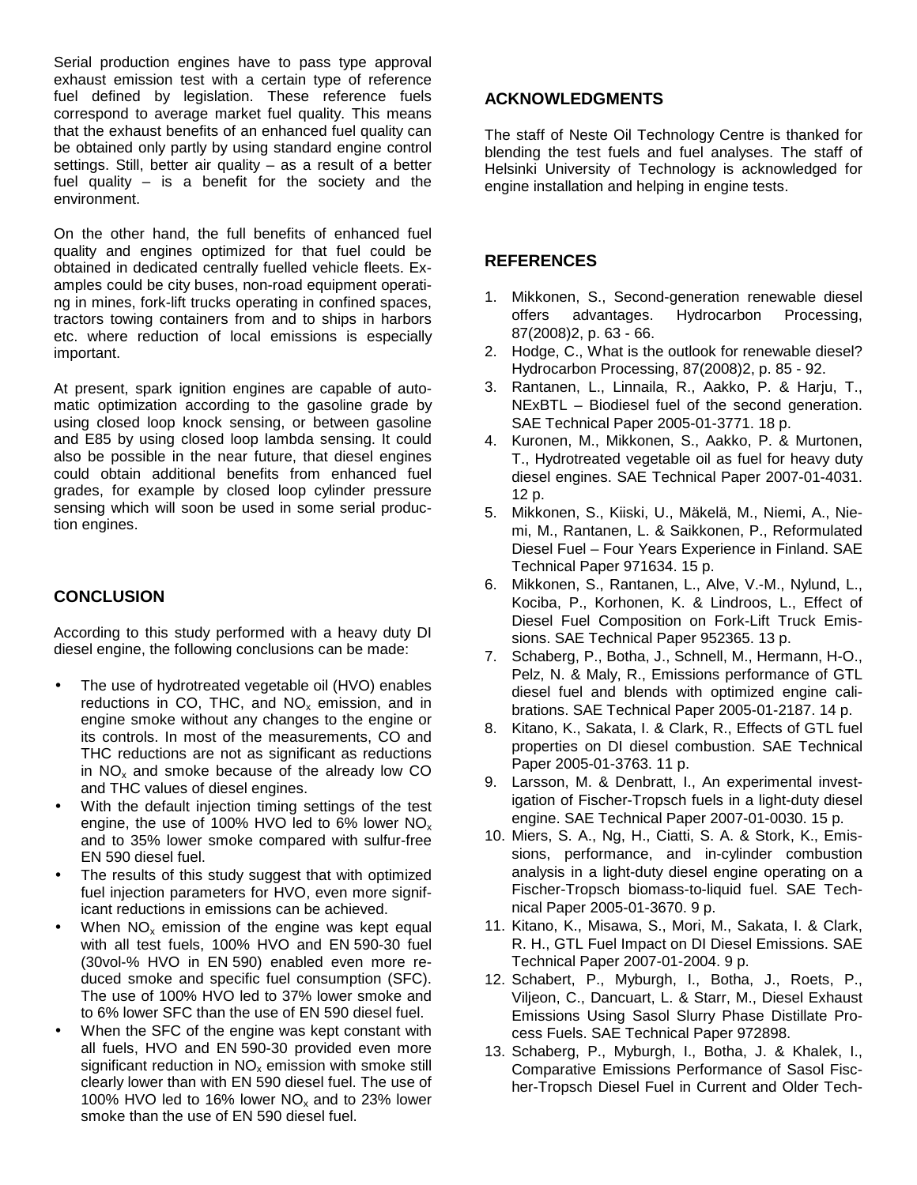Serial production engines have to pass type approval exhaust emission test with a certain type of reference fuel defined by legislation. These reference fuels correspond to average market fuel quality. This means that the exhaust benefits of an enhanced fuel quality can be obtained only partly by using standard engine control settings. Still, better air quality – as a result of a better fuel quality – is a benefit for the society and the environment.

On the other hand, the full benefits of enhanced fuel quality and engines optimized for that fuel could be obtained in dedicated centrally fuelled vehicle fleets. Examples could be city buses, non-road equipment operating in mines, fork-lift trucks operating in confined spaces, tractors towing containers from and to ships in harbors etc. where reduction of local emissions is especially important.

At present, spark ignition engines are capable of automatic optimization according to the gasoline grade by using closed loop knock sensing, or between gasoline and E85 by using closed loop lambda sensing. It could also be possible in the near future, that diesel engines could obtain additional benefits from enhanced fuel grades, for example by closed loop cylinder pressure sensing which will soon be used in some serial production engines.

## CONCLUSION

According to this study performed with a heavy duty DI diesel engine, the following conclusions can be made:

- The use of hydrotreated vegetable oil (HVO) enables reductions in CO, THC, and $NO_x$ emission, and in engine smoke without any changes to the engine or its controls. In most of the measurements, CO and THC reductions are not as significant as reductions in $NO_x$ and smoke because of the already low CO and THC values of diesel engines.
- With the default injection timing settings of the test engine, the use of 100% HVO led to 6% lower $NO_x$ and to 35% lower smoke compared with sulfur-free EN 590 diesel fuel.
- The results of this study suggest that with optimized fuel injection parameters for HVO, even more significant reductions in emissions can be achieved.
- When $NO_x$ emission of the engine was kept equal with all test fuels, 100% HVO and EN 590-30 fuel (30vol-% HVO in EN 590) enabled even more reduced smoke and specific fuel consumption (SFC). The use of 100% HVO led to 37% lower smoke and to 6% lower SFC than the use of EN 590 diesel fuel.
- When the SFC of the engine was kept constant with all fuels, HVO and EN 590-30 provided even more significant reduction in $NO_x$ emission with smoke still clearly lower than with EN 590 diesel fuel. The use of 100% HVO led to 16% lower $NO_x$ and to 23% lower smoke than the use of EN 590 diesel fuel.

## ACKNOWLEDGMENTS

The staff of Neste Oil Technology Centre is thanked for blending the test fuels and fuel analyses. The staff of Helsinki University of Technology is acknowledged for engine installation and helping in engine tests.

## REFERENCES

1. Mikkonen, S., Second-generation renewable diesel offers advantages. Hydrocarbon Processing, 87(2008)2, p. 63 - 66.
2. Hodge, C., What is the outlook for renewable diesel? Hydrocarbon Processing, 87(2008)2, p. 85 - 92.
3. Rantanen, L., Linnaila, R., Aakko, P. & Harju, T., NExBTL – Biodiesel fuel of the second generation. SAE Technical Paper 2005-01-3771. 18 p.
4. Kuronen, M., Mikkonen, S., Aakko, P. & Murtonen, T., Hydrotreated vegetable oil as fuel for heavy duty diesel engines. SAE Technical Paper 2007-01-4031. 12 p.
5. Mikkonen, S., Kiiski, U., Mäkelä, M., Niemi, A., Niemi, M., Rantanen, L. & Saikkonen, P., Reformulated Diesel Fuel – Four Years Experience in Finland. SAE Technical Paper 971634. 15 p.
6. Mikkonen, S., Rantanen, L., Alve, V.-M., Nylund, L., Kociba, P., Korhonen, K. & Lindroos, L., Effect of Diesel Fuel Composition on Fork-Lift Truck Emissions. SAE Technical Paper 952365. 13 p.
7. Schaberg, P., Botha, J., Schnell, M., Hermann, H-O., Pelz, N. & Maly, R., Emissions performance of GTL diesel fuel and blends with optimized engine calibrations. SAE Technical Paper 2005-01-2187. 14 p.
8. Kitano, K., Sakata, I. & Clark, R., Effects of GTL fuel properties on DI diesel combustion. SAE Technical Paper 2005-01-3763. 11 p.
9. Larsson, M. & Denbratt, I., An experimental investigation of Fischer-Tropsch fuels in a light-duty diesel engine. SAE Technical Paper 2007-01-0030. 15 p.
10. Miers, S. A., Ng, H., Ciatti, S. A. & Stork, K., Emissions, performance, and in-cylinder combustion analysis in a light-duty diesel engine operating on a Fischer-Tropsch biomass-to-liquid fuel. SAE Technical Paper 2005-01-3670. 9 p.
11. Kitano, K., Misawa, S., Mori, M., Sakata, I. & Clark, R. H., GTL Fuel Impact on DI Diesel Emissions. SAE Technical Paper 2007-01-2004. 9 p.
12. Schabert, P., Myburgh, I., Botha, J., Roets, P., Viljeon, C., Dancuart, L. & Starr, M., Diesel Exhaust Emissions Using Sasol Slurry Phase Distillate Process Fuels. SAE Technical Paper 972898.
13. Schaberg, P., Myburgh, I., Botha, J. & Khalek, I., Comparative Emissions Performance of Sasol Fischer-Tropsch Diesel Fuel in Current and Older Tech-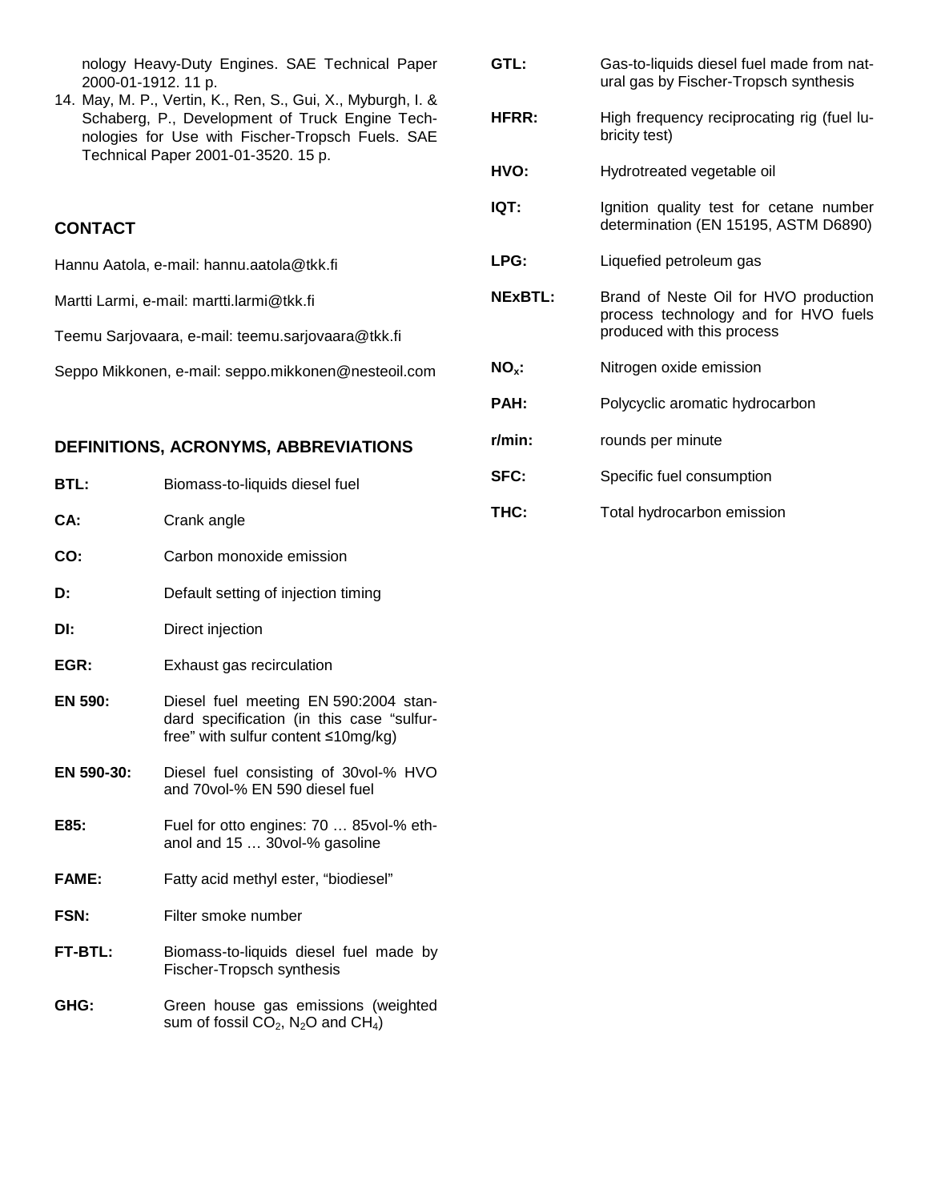nology Heavy-Duty Engines. SAE Technical Paper 2000-01-1912. 11 p.

14. May, M. P., Vertin, K., Ren, S., Gui, X., Myburgh, I. & Schaberg, P., Development of Truck Engine Technologies for Use with Fischer-Tropsch Fuels. SAE Technical Paper 2001-01-3520. 15 p.

## CONTACT

Hannu Aatola, e-mail: hannu.aatola@tkk.fi

Martti Larmi, e-mail: martti.larmi@tkk.fi

Teemu Sarjovaara, e-mail: teemu.sarjovaara@tkk.fi

Seppo Mikkonen, e-mail: seppo.mikkonen@nesteoil.com

## DEFINITIONS, ACRONYMS, ABBREVIATIONS

**BTL:** Biomass-to-liquids diesel fuel

**CA:** Crank angle

**CO:** Carbon monoxide emission

**D:** Default setting of injection timing

**DI:** Direct injection

**EGR:** Exhaust gas recirculation

**EN 590:** Diesel fuel meeting EN 590:2004 standard specification (in this case "sulfur-free" with sulfur content ≤10mg/kg)

**EN 590-30:** Diesel fuel consisting of 30vol-% HVO and 70vol-% EN 590 diesel fuel

**E85:** Fuel for otto engines: 70 … 85vol-% ethanol and 15 … 30vol-% gasoline

**FAME:** Fatty acid methyl ester, "biodiesel"

**FSN:** Filter smoke number

**FT-BTL:** Biomass-to-liquids diesel fuel made by Fischer-Tropsch synthesis

**GHG:** Green house gas emissions (weighted sum of fossil $CO_2$, $N_2O$ and $CH_4$)

**GTL:** Gas-to-liquids diesel fuel made from natural gas by Fischer-Tropsch synthesis

**HFRR:** High frequency reciprocating rig (fuel lubricity test)

**HVO:** Hydrotreated vegetable oil

**IQT:** Ignition quality test for cetane number determination (EN 15195, ASTM D6890)

**LPG:** Liquefied petroleum gas

**NExBTL:** Brand of Neste Oil for HVO production process technology and for HVO fuels produced with this process

**$NO_x$:** Nitrogen oxide emission

**PAH:** Polycyclic aromatic hydrocarbon

**r/min:** rounds per minute

**SFC:** Specific fuel consumption

**THC:** Total hydrocarbon emission